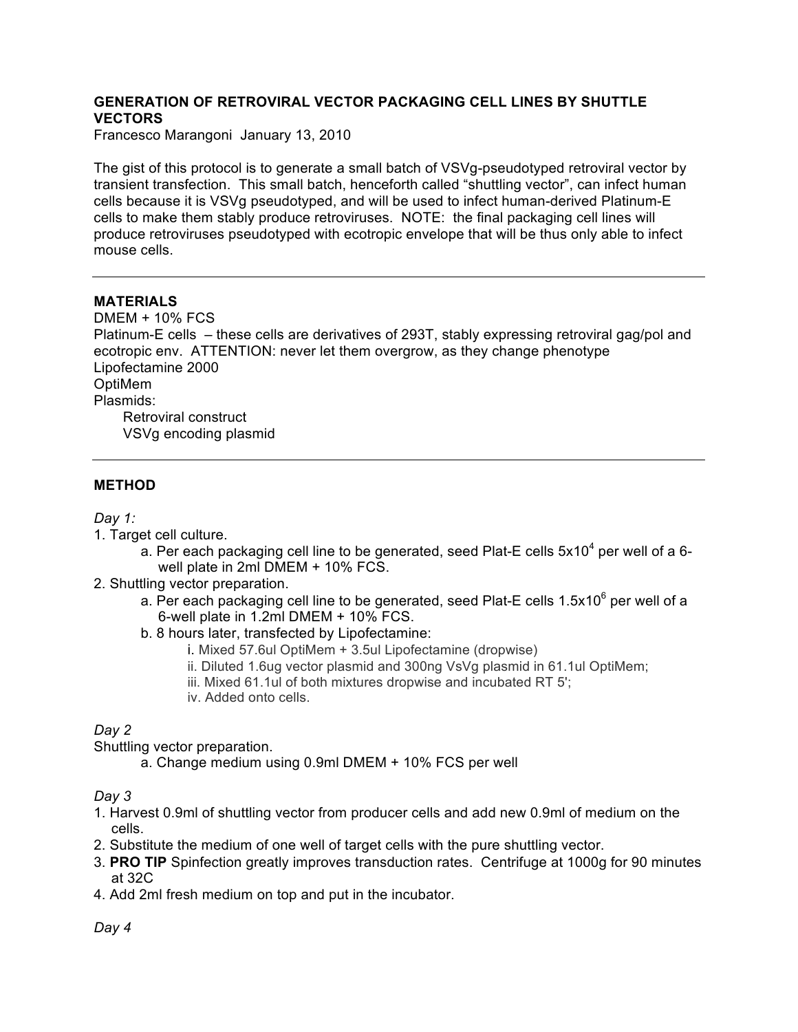**GENERATION OF RETROVIRAL VECTOR PACKAGING CELL LINES BY SHUTTLE VECTORS**

Francesco Marangoni January 13, 2010

The gist of this protocol is to generate a small batch of VSVg-pseudotyped retroviral vector by transient transfection. This small batch, henceforth called "shuttling vector", can infect human cells because it is VSVg pseudotyped, and will be used to infect human-derived Platinum-E cells to make them stably produce retroviruses. NOTE: the final packaging cell lines will produce retroviruses pseudotyped with ecotropic envelope that will be thus only able to infect mouse cells.

---

**MATERIALS**

DMEM + 10% FCS
Platinum-E cells – these cells are derivatives of 293T, stably expressing retroviral gag/pol and ecotropic env. ATTENTION: never let them overgrow, as they change phenotype
Lipofectamine 2000
OptiMem
Plasmids:
- Retroviral construct
- VSVg encoding plasmid

---

**METHOD**

*Day 1:*

1. Target cell culture.
   a. Per each packaging cell line to be generated, seed Plat-E cells $5x10^4$ per well of a 6-well plate in 2ml DMEM + 10% FCS.
2. Shuttling vector preparation.
   a. Per each packaging cell line to be generated, seed Plat-E cells $1.5x10^6$ per well of a 6-well plate in 1.2ml DMEM + 10% FCS.
   b. 8 hours later, transfected by Lipofectamine:
      i. Mixed 57.6ul OptiMem + 3.5ul Lipofectamine (dropwise)
      ii. Diluted 1.6ug vector plasmid and 300ng VsVg plasmid in 61.1ul OptiMem;
      iii. Mixed 61.1ul of both mixtures dropwise and incubated RT 5';
      iv. Added onto cells.

*Day 2*

Shuttling vector preparation.
   a. Change medium using 0.9ml DMEM + 10% FCS per well

*Day 3*

1. Harvest 0.9ml of shuttling vector from producer cells and add new 0.9ml of medium on the cells.
2. Substitute the medium of one well of target cells with the pure shuttling vector.
3. **PRO TIP** Spinfection greatly improves transduction rates. Centrifuge at 1000g for 90 minutes at 32C
4. Add 2ml fresh medium on top and put in the incubator.

*Day 4*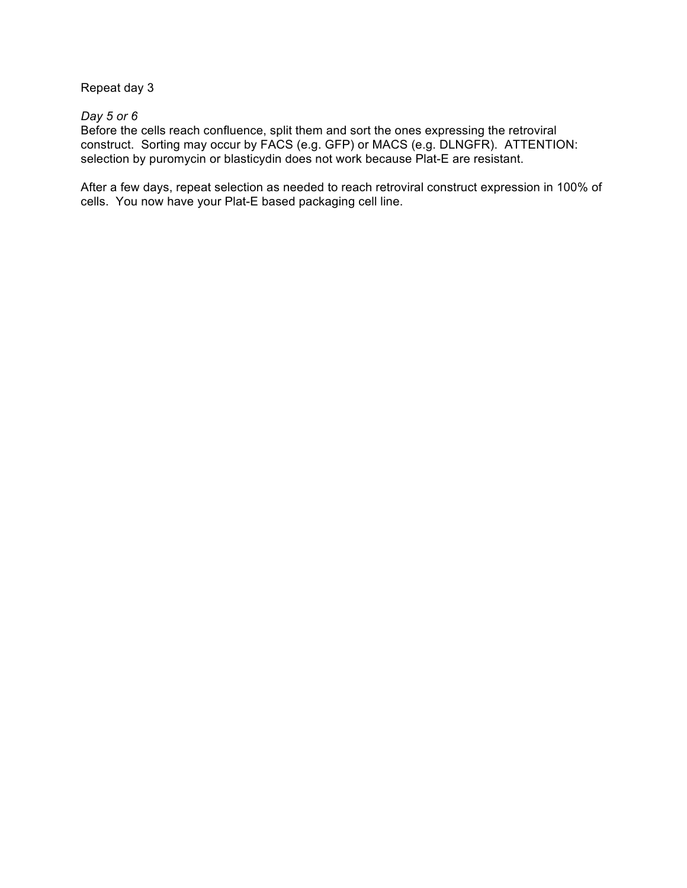Repeat day 3

*Day 5 or 6*
Before the cells reach confluence, split them and sort the ones expressing the retroviral construct. Sorting may occur by FACS (e.g. GFP) or MACS (e.g. DLNGFR). ATTENTION: selection by puromycin or blasticydin does not work because Plat-E are resistant.

After a few days, repeat selection as needed to reach retroviral construct expression in 100% of cells. You now have your Plat-E based packaging cell line.